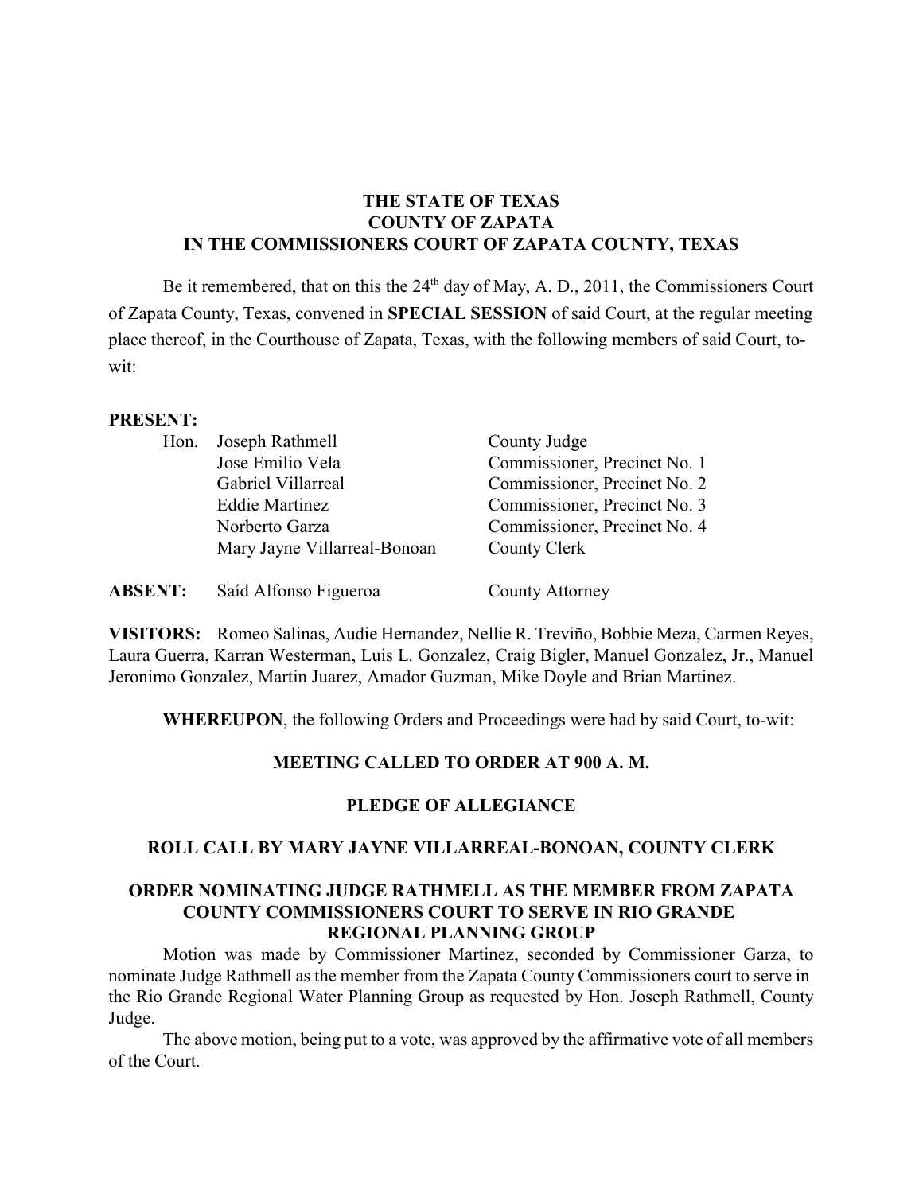**THE STATE OF TEXAS**
**COUNTY OF ZAPATA**
**IN THE COMMISSIONERS COURT OF ZAPATA COUNTY, TEXAS**

Be it remembered, that on this the 24th day of May, A. D., 2011, the Commissioners Court of Zapata County, Texas, convened in **SPECIAL SESSION** of said Court, at the regular meeting place thereof, in the Courthouse of Zapata, Texas, with the following members of said Court, to-wit:

**PRESENT:**

| | | |
|---|---|---|
| Hon. | Joseph Rathmell | County Judge |
| | Jose Emilio Vela | Commissioner, Precinct No. 1 |
| | Gabriel Villarreal | Commissioner, Precinct No. 2 |
| | Eddie Martinez | Commissioner, Precinct No. 3 |
| | Norberto Garza | Commissioner, Precinct No. 4 |
| | Mary Jayne Villarreal-Bonoan | County Clerk |

**ABSENT:** Saíd Alfonso Figueroa — County Attorney

**VISITORS:** Romeo Salinas, Audie Hernandez, Nellie R. Treviño, Bobbie Meza, Carmen Reyes, Laura Guerra, Karran Westerman, Luis L. Gonzalez, Craig Bigler, Manuel Gonzalez, Jr., Manuel Jeronimo Gonzalez, Martin Juarez, Amador Guzman, Mike Doyle and Brian Martinez.

**WHEREUPON**, the following Orders and Proceedings were had by said Court, to-wit:

**MEETING CALLED TO ORDER AT 900 A. M.**

**PLEDGE OF ALLEGIANCE**

**ROLL CALL BY MARY JAYNE VILLARREAL-BONOAN, COUNTY CLERK**

**ORDER NOMINATING JUDGE RATHMELL AS THE MEMBER FROM ZAPATA COUNTY COMMISSIONERS COURT TO SERVE IN RIO GRANDE REGIONAL PLANNING GROUP**

Motion was made by Commissioner Martinez, seconded by Commissioner Garza, to nominate Judge Rathmell as the member from the Zapata County Commissioners court to serve in the Rio Grande Regional Water Planning Group as requested by Hon. Joseph Rathmell, County Judge.

The above motion, being put to a vote, was approved by the affirmative vote of all members of the Court.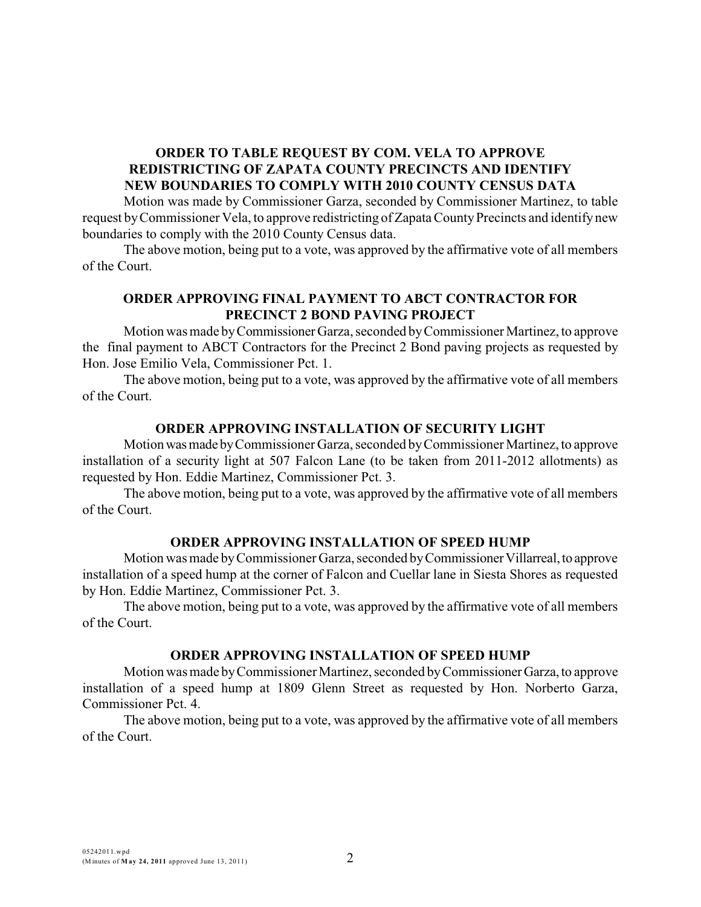### ORDER TO TABLE REQUEST BY COM. VELA TO APPROVE REDISTRICTING OF ZAPATA COUNTY PRECINCTS AND IDENTIFY NEW BOUNDARIES TO COMPLY WITH 2010 COUNTY CENSUS DATA

Motion was made by Commissioner Garza, seconded by Commissioner Martinez, to table request by Commissioner Vela, to approve redistricting of Zapata County Precincts and identify new boundaries to comply with the 2010 County Census data.

The above motion, being put to a vote, was approved by the affirmative vote of all members of the Court.

### ORDER APPROVING FINAL PAYMENT TO ABCT CONTRACTOR FOR PRECINCT 2 BOND PAVING PROJECT

Motion was made by Commissioner Garza, seconded by Commissioner Martinez, to approve the final payment to ABCT Contractors for the Precinct 2 Bond paving projects as requested by Hon. Jose Emilio Vela, Commissioner Pct. 1.

The above motion, being put to a vote, was approved by the affirmative vote of all members of the Court.

### ORDER APPROVING INSTALLATION OF SECURITY LIGHT

Motion was made by Commissioner Garza, seconded by Commissioner Martinez, to approve installation of a security light at 507 Falcon Lane (to be taken from 2011-2012 allotments) as requested by Hon. Eddie Martinez, Commissioner Pct. 3.

The above motion, being put to a vote, was approved by the affirmative vote of all members of the Court.

### ORDER APPROVING INSTALLATION OF SPEED HUMP

Motion was made by Commissioner Garza, seconded by Commissioner Villarreal, to approve installation of a speed hump at the corner of Falcon and Cuellar lane in Siesta Shores as requested by Hon. Eddie Martinez, Commissioner Pct. 3.

The above motion, being put to a vote, was approved by the affirmative vote of all members of the Court.

### ORDER APPROVING INSTALLATION OF SPEED HUMP

Motion was made by Commissioner Martinez, seconded by Commissioner Garza, to approve installation of a speed hump at 1809 Glenn Street as requested by Hon. Norberto Garza, Commissioner Pct. 4.

The above motion, being put to a vote, was approved by the affirmative vote of all members of the Court.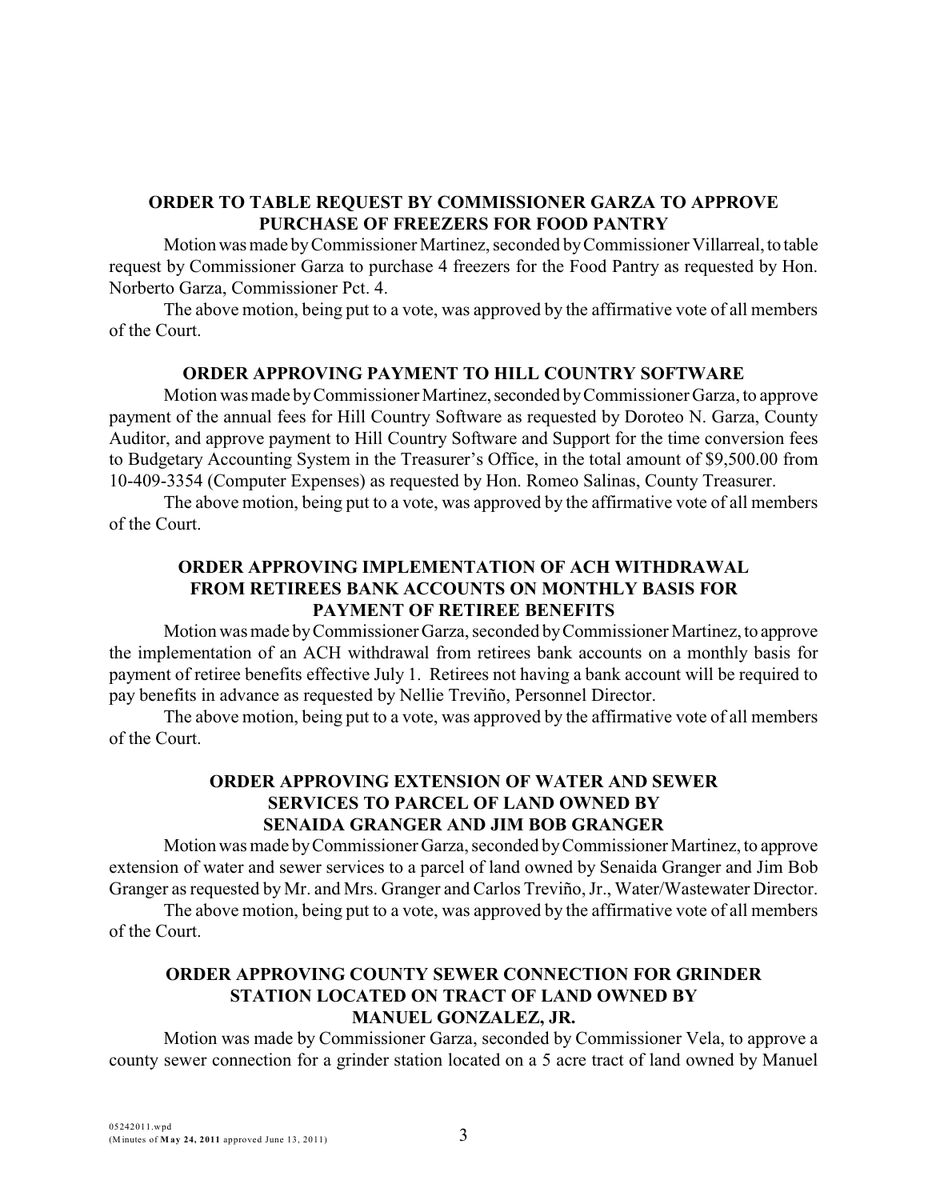**ORDER TO TABLE REQUEST BY COMMISSIONER GARZA TO APPROVE PURCHASE OF FREEZERS FOR FOOD PANTRY**

Motion was made by Commissioner Martinez, seconded by Commissioner Villarreal, to table request by Commissioner Garza to purchase 4 freezers for the Food Pantry as requested by Hon. Norberto Garza, Commissioner Pct. 4.

The above motion, being put to a vote, was approved by the affirmative vote of all members of the Court.

**ORDER APPROVING PAYMENT TO HILL COUNTRY SOFTWARE**

Motion was made by Commissioner Martinez, seconded by Commissioner Garza, to approve payment of the annual fees for Hill Country Software as requested by Doroteo N. Garza, County Auditor, and approve payment to Hill Country Software and Support for the time conversion fees to Budgetary Accounting System in the Treasurer's Office, in the total amount of $9,500.00 from 10-409-3354 (Computer Expenses) as requested by Hon. Romeo Salinas, County Treasurer.

The above motion, being put to a vote, was approved by the affirmative vote of all members of the Court.

**ORDER APPROVING IMPLEMENTATION OF ACH WITHDRAWAL FROM RETIREES BANK ACCOUNTS ON MONTHLY BASIS FOR PAYMENT OF RETIREE BENEFITS**

Motion was made by Commissioner Garza, seconded by Commissioner Martinez, to approve the implementation of an ACH withdrawal from retirees bank accounts on a monthly basis for payment of retiree benefits effective July 1. Retirees not having a bank account will be required to pay benefits in advance as requested by Nellie Treviño, Personnel Director.

The above motion, being put to a vote, was approved by the affirmative vote of all members of the Court.

**ORDER APPROVING EXTENSION OF WATER AND SEWER SERVICES TO PARCEL OF LAND OWNED BY SENAIDA GRANGER AND JIM BOB GRANGER**

Motion was made by Commissioner Garza, seconded by Commissioner Martinez, to approve extension of water and sewer services to a parcel of land owned by Senaida Granger and Jim Bob Granger as requested by Mr. and Mrs. Granger and Carlos Treviño, Jr., Water/Wastewater Director.

The above motion, being put to a vote, was approved by the affirmative vote of all members of the Court.

**ORDER APPROVING COUNTY SEWER CONNECTION FOR GRINDER STATION LOCATED ON TRACT OF LAND OWNED BY MANUEL GONZALEZ, JR.**

Motion was made by Commissioner Garza, seconded by Commissioner Vela, to approve a county sewer connection for a grinder station located on a 5 acre tract of land owned by Manuel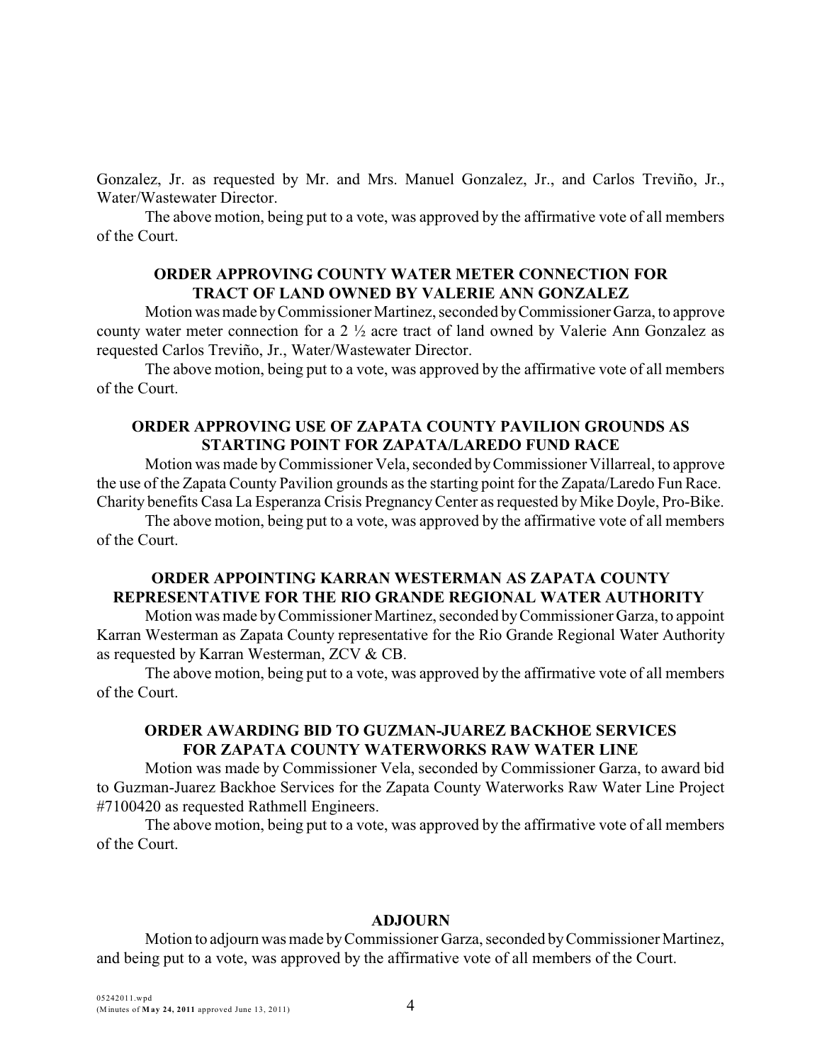Gonzalez, Jr. as requested by Mr. and Mrs. Manuel Gonzalez, Jr., and Carlos Treviño, Jr., Water/Wastewater Director.

The above motion, being put to a vote, was approved by the affirmative vote of all members of the Court.

**ORDER APPROVING COUNTY WATER METER CONNECTION FOR TRACT OF LAND OWNED BY VALERIE ANN GONZALEZ**

Motion was made by Commissioner Martinez, seconded by Commissioner Garza, to approve county water meter connection for a 2 ½ acre tract of land owned by Valerie Ann Gonzalez as requested Carlos Treviño, Jr., Water/Wastewater Director.

The above motion, being put to a vote, was approved by the affirmative vote of all members of the Court.

**ORDER APPROVING USE OF ZAPATA COUNTY PAVILION GROUNDS AS STARTING POINT FOR ZAPATA/LAREDO FUND RACE**

Motion was made by Commissioner Vela, seconded by Commissioner Villarreal, to approve the use of the Zapata County Pavilion grounds as the starting point for the Zapata/Laredo Fun Race. Charity benefits Casa La Esperanza Crisis Pregnancy Center as requested by Mike Doyle, Pro-Bike.

The above motion, being put to a vote, was approved by the affirmative vote of all members of the Court.

**ORDER APPOINTING KARRAN WESTERMAN AS ZAPATA COUNTY REPRESENTATIVE FOR THE RIO GRANDE REGIONAL WATER AUTHORITY**

Motion was made by Commissioner Martinez, seconded by Commissioner Garza, to appoint Karran Westerman as Zapata County representative for the Rio Grande Regional Water Authority as requested by Karran Westerman, ZCV & CB.

The above motion, being put to a vote, was approved by the affirmative vote of all members of the Court.

**ORDER AWARDING BID TO GUZMAN-JUAREZ BACKHOE SERVICES FOR ZAPATA COUNTY WATERWORKS RAW WATER LINE**

Motion was made by Commissioner Vela, seconded by Commissioner Garza, to award bid to Guzman-Juarez Backhoe Services for the Zapata County Waterworks Raw Water Line Project #7100420 as requested Rathmell Engineers.

The above motion, being put to a vote, was approved by the affirmative vote of all members of the Court.

**ADJOURN**

Motion to adjourn was made by Commissioner Garza, seconded by Commissioner Martinez, and being put to a vote, was approved by the affirmative vote of all members of the Court.

05242011.wpd
(Minutes of **May 24, 2011** approved June 13, 2011)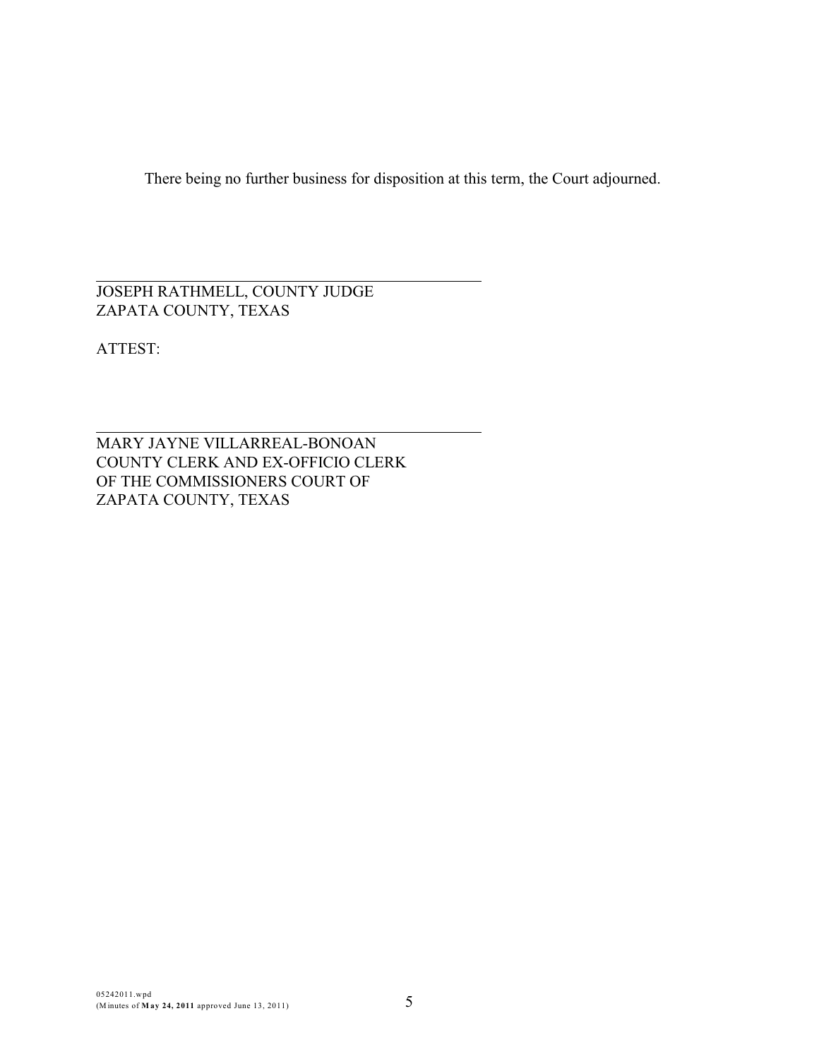There being no further business for disposition at this term, the Court adjourned.

\_\_\_\_\_\_\_\_\_\_\_\_\_\_\_\_\_\_\_\_\_\_\_\_\_\_\_\_\_\_\_\_\_\_\_\_\_\_\_\_

JOSEPH RATHMELL, COUNTY JUDGE
ZAPATA COUNTY, TEXAS

ATTEST:

\_\_\_\_\_\_\_\_\_\_\_\_\_\_\_\_\_\_\_\_\_\_\_\_\_\_\_\_\_\_\_\_\_\_\_\_\_\_\_\_

MARY JAYNE VILLARREAL-BONOAN
COUNTY CLERK AND EX-OFFICIO CLERK
OF THE COMMISSIONERS COURT OF
ZAPATA COUNTY, TEXAS

05242011.wpd
(Minutes of **May 24, 2011** approved June 13, 2011)